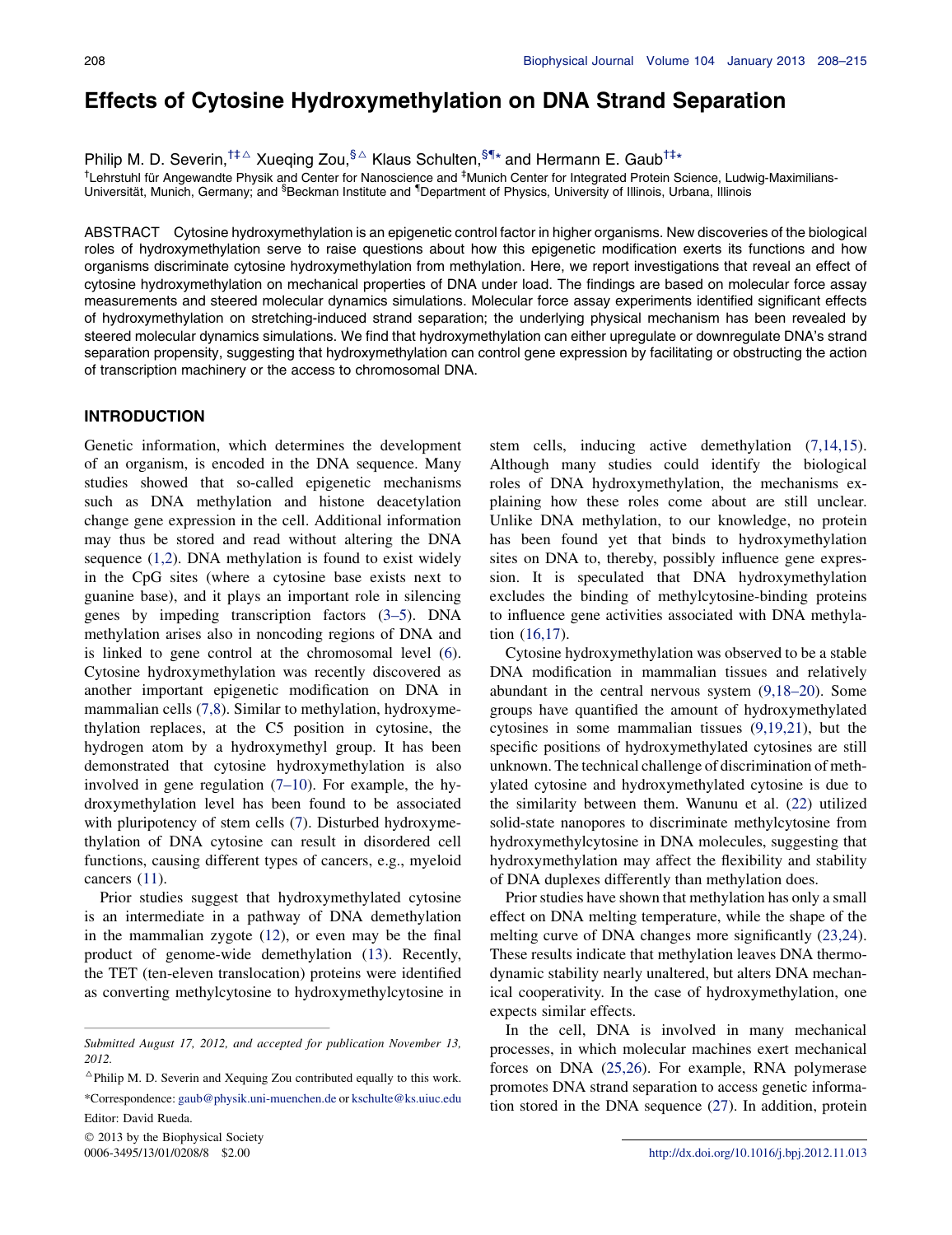# Effects of Cytosine Hydroxymethylation on DNA Strand Separation

Philip M. D. Severin,[†‡△] Xueqing Zou,[§△] Klaus Schulten,[§¶*] and Hermann E. Gaub[†‡*]

[†]Lehrstuhl für Angewandte Physik and Center for Nanoscience and [‡]Munich Center for Integrated Protein Science, Ludwig-Maximilians-Universität, Munich, Germany; and [§]Beckman Institute and [¶]Department of Physics, University of Illinois, Urbana, Illinois

ABSTRACT Cytosine hydroxymethylation is an epigenetic control factor in higher organisms. New discoveries of the biological roles of hydroxymethylation serve to raise questions about how this epigenetic modification exerts its functions and how organisms discriminate cytosine hydroxymethylation from methylation. Here, we report investigations that reveal an effect of cytosine hydroxymethylation on mechanical properties of DNA under load. The findings are based on molecular force assay measurements and steered molecular dynamics simulations. Molecular force assay experiments identified significant effects of hydroxymethylation on stretching-induced strand separation; the underlying physical mechanism has been revealed by steered molecular dynamics simulations. We find that hydroxymethylation can either upregulate or downregulate DNA's strand separation propensity, suggesting that hydroxymethylation can control gene expression by facilitating or obstructing the action of transcription machinery or the access to chromosomal DNA.

## INTRODUCTION

Genetic information, which determines the development of an organism, is encoded in the DNA sequence. Many studies showed that so-called epigenetic mechanisms such as DNA methylation and histone deacetylation change gene expression in the cell. Additional information may thus be stored and read without altering the DNA sequence (1,2). DNA methylation is found to exist widely in the CpG sites (where a cytosine base exists next to guanine base), and it plays an important role in silencing genes by impeding transcription factors (3–5). DNA methylation arises also in noncoding regions of DNA and is linked to gene control at the chromosomal level (6). Cytosine hydroxymethylation was recently discovered as another important epigenetic modification on DNA in mammalian cells (7,8). Similar to methylation, hydroxymethylation replaces, at the C5 position in cytosine, the hydrogen atom by a hydroxymethyl group. It has been demonstrated that cytosine hydroxymethylation is also involved in gene regulation (7–10). For example, the hydroxymethylation level has been found to be associated with pluripotency of stem cells (7). Disturbed hydroxymethylation of DNA cytosine can result in disordered cell functions, causing different types of cancers, e.g., myeloid cancers (11).

Prior studies suggest that hydroxymethylated cytosine is an intermediate in a pathway of DNA demethylation in the mammalian zygote (12), or even may be the final product of genome-wide demethylation (13). Recently, the TET (ten-eleven translocation) proteins were identified as converting methylcytosine to hydroxymethylcytosine in stem cells, inducing active demethylation (7,14,15). Although many studies could identify the biological roles of DNA hydroxymethylation, the mechanisms explaining how these roles come about are still unclear. Unlike DNA methylation, to our knowledge, no protein has been found yet that binds to hydroxymethylation sites on DNA to, thereby, possibly influence gene expression. It is speculated that DNA hydroxymethylation excludes the binding of methylcytosine-binding proteins to influence gene activities associated with DNA methylation (16,17).

Cytosine hydroxymethylation was observed to be a stable DNA modification in mammalian tissues and relatively abundant in the central nervous system (9,18–20). Some groups have quantified the amount of hydroxymethylated cytosines in some mammalian tissues (9,19,21), but the specific positions of hydroxymethylated cytosines are still unknown. The technical challenge of discrimination of methylated cytosine and hydroxymethylated cytosine is due to the similarity between them. Wanunu et al. (22) utilized solid-state nanopores to discriminate methylcytosine from hydroxymethylcytosine in DNA molecules, suggesting that hydroxymethylation may affect the flexibility and stability of DNA duplexes differently than methylation does.

Prior studies have shown that methylation has only a small effect on DNA melting temperature, while the shape of the melting curve of DNA changes more significantly (23,24). These results indicate that methylation leaves DNA thermodynamic stability nearly unaltered, but alters DNA mechanical cooperativity. In the case of hydroxymethylation, one expects similar effects.

In the cell, DNA is involved in many mechanical processes, in which molecular machines exert mechanical forces on DNA (25,26). For example, RNA polymerase promotes DNA strand separation to access genetic information stored in the DNA sequence (27). In addition, protein

Submitted August 17, 2012, and accepted for publication November 13, 2012.

[△]Philip M. D. Severin and Xequing Zou contributed equally to this work.

*Correspondence: gaub@physik.uni-muenchen.de or kschulte@ks.uiuc.edu

Editor: David Rueda.

© 2013 by the Biophysical Society
0006-3495/13/01/0208/8 $2.00

http://dx.doi.org/10.1016/j.bpj.2012.11.013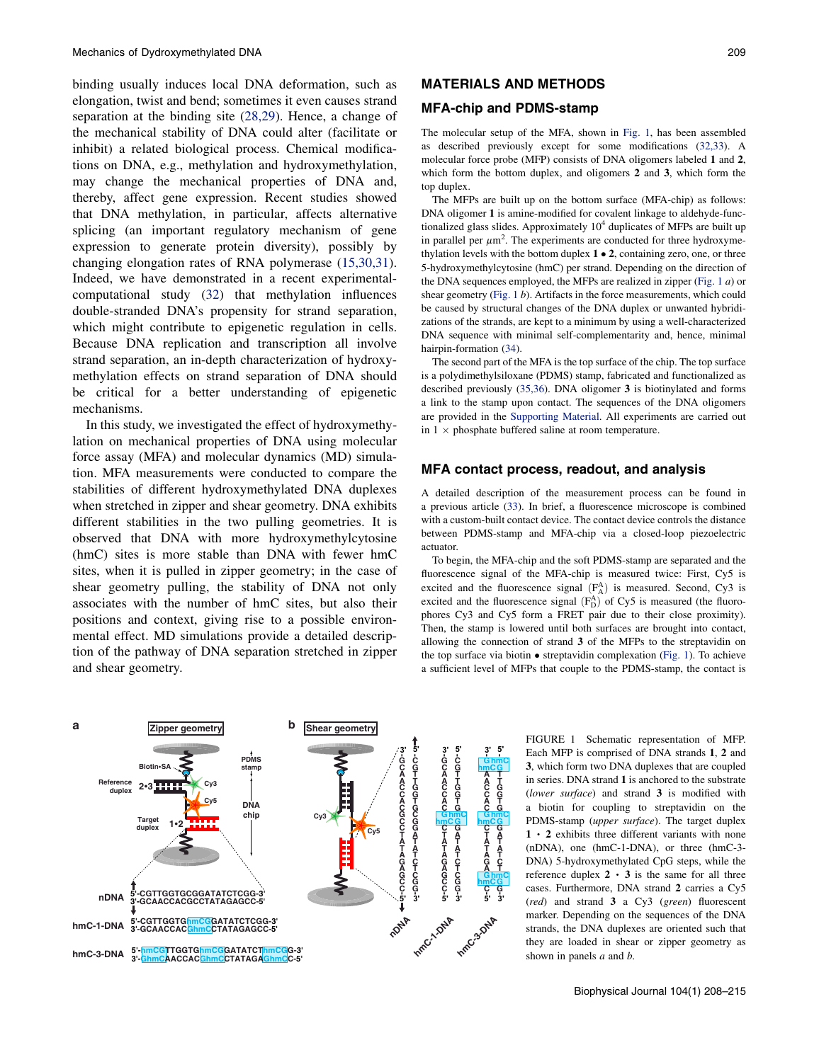binding usually induces local DNA deformation, such as elongation, twist and bend; sometimes it even causes strand separation at the binding site (28,29). Hence, a change of the mechanical stability of DNA could alter (facilitate or inhibit) a related biological process. Chemical modifications on DNA, e.g., methylation and hydroxymethylation, may change the mechanical properties of DNA and, thereby, affect gene expression. Recent studies showed that DNA methylation, in particular, affects alternative splicing (an important regulatory mechanism of gene expression to generate protein diversity), possibly by changing elongation rates of RNA polymerase (15,30,31). Indeed, we have demonstrated in a recent experimental-computational study (32) that methylation influences double-stranded DNA's propensity for strand separation, which might contribute to epigenetic regulation in cells. Because DNA replication and transcription all involve strand separation, an in-depth characterization of hydroxymethylation effects on strand separation of DNA should be critical for a better understanding of epigenetic mechanisms.

In this study, we investigated the effect of hydroxymethylation on mechanical properties of DNA using molecular force assay (MFA) and molecular dynamics (MD) simulation. MFA measurements were conducted to compare the stabilities of different hydroxymethylated DNA duplexes when stretched in zipper and shear geometry. DNA exhibits different stabilities in the two pulling geometries. It is observed that DNA with more hydroxymethylcytosine (hmC) sites is more stable than DNA with fewer hmC sites, when it is pulled in zipper geometry; in the case of shear geometry pulling, the stability of DNA not only associates with the number of hmC sites, but also their positions and context, giving rise to a possible environmental effect. MD simulations provide a detailed description of the pathway of DNA separation stretched in zipper and shear geometry.

## MATERIALS AND METHODS

### MFA-chip and PDMS-stamp

The molecular setup of the MFA, shown in Fig. 1, has been assembled as described previously except for some modifications (32,33). A molecular force probe (MFP) consists of DNA oligomers labeled **1** and **2**, which form the bottom duplex, and oligomers **2** and **3**, which form the top duplex.

The MFPs are built up on the bottom surface (MFA-chip) as follows: DNA oligomer **1** is amine-modified for covalent linkage to aldehyde-functionalized glass slides. Approximately $10^4$ duplexes of MFPs are built up in parallel per $\mu m^2$. The experiments are conducted for three hydroxymethylation levels with the bottom duplex **1** • **2**, containing zero, one, or three 5-hydroxymethylcytosine (hmC) per strand. Depending on the direction of the DNA sequences employed, the MFPs are realized in zipper (Fig. 1 *a*) or shear geometry (Fig. 1 *b*). Artifacts in the force measurements, which could be caused by structural changes of the DNA duplex or unwanted hybridizations of the strands, are kept to a minimum by using a well-characterized DNA sequence with minimal self-complementarity and, hence, minimal hairpin-formation (34).

The second part of the MFA is the top surface of the chip. The top surface is a polydimethylsiloxane (PDMS) stamp, fabricated and functionalized as described previously (35,36). DNA oligomer **3** is biotinylated and forms a link to the stamp upon contact. The sequences of the DNA oligomers are provided in the Supporting Material. All experiments are carried out in 1 × phosphate buffered saline at room temperature.

### MFA contact process, readout, and analysis

A detailed description of the measurement process can be found in a previous article (33). In brief, a fluorescence microscope is combined with a custom-built contact device. The contact device controls the distance between PDMS-stamp and MFA-chip via a closed-loop piezoelectric actuator.

To begin, the MFA-chip and the soft PDMS-stamp are separated and the fluorescence signal of the MFA-chip is measured twice: First, Cy5 is excited and the fluorescence signal $(F_A^A)$ is measured. Second, Cy3 is excited and the fluorescence signal $(F_D^A)$ of Cy5 is measured (the fluorophores Cy3 and Cy5 form a FRET pair due to their close proximity). Then, the stamp is lowered until both surfaces are brought into contact, allowing the connection of strand **3** of the MFPs to the streptavidin on the top surface via biotin • streptavidin complexation (Fig. 1). To achieve a sufficient level of MFPs that couple to the PDMS-stamp, the contact is

FIGURE 1 Schematic representation of MFP. Each MFP is comprised of DNA strands **1**, **2** and **3**, which form two DNA duplexes that are coupled in series. DNA strand **1** is anchored to the substrate (*lower surface*) and strand **3** is modified with a biotin for coupling to streptavidin on the PDMS-stamp (*upper surface*). The target duplex **1** • **2** exhibits three different variants with none (nDNA), one (hmC-1-DNA), or three (hmC-3-DNA) 5-hydroxymethylated CpG steps, while the reference duplex **2** • **3** is the same for all three cases. Furthermore, DNA strand **2** carries a Cy5 (*red*) and strand **3** a Cy3 (*green*) fluorescent marker. Depending on the sequences of the DNA strands, the DNA duplexes are oriented such that they are loaded in shear or zipper geometry as shown in panels *a* and *b*.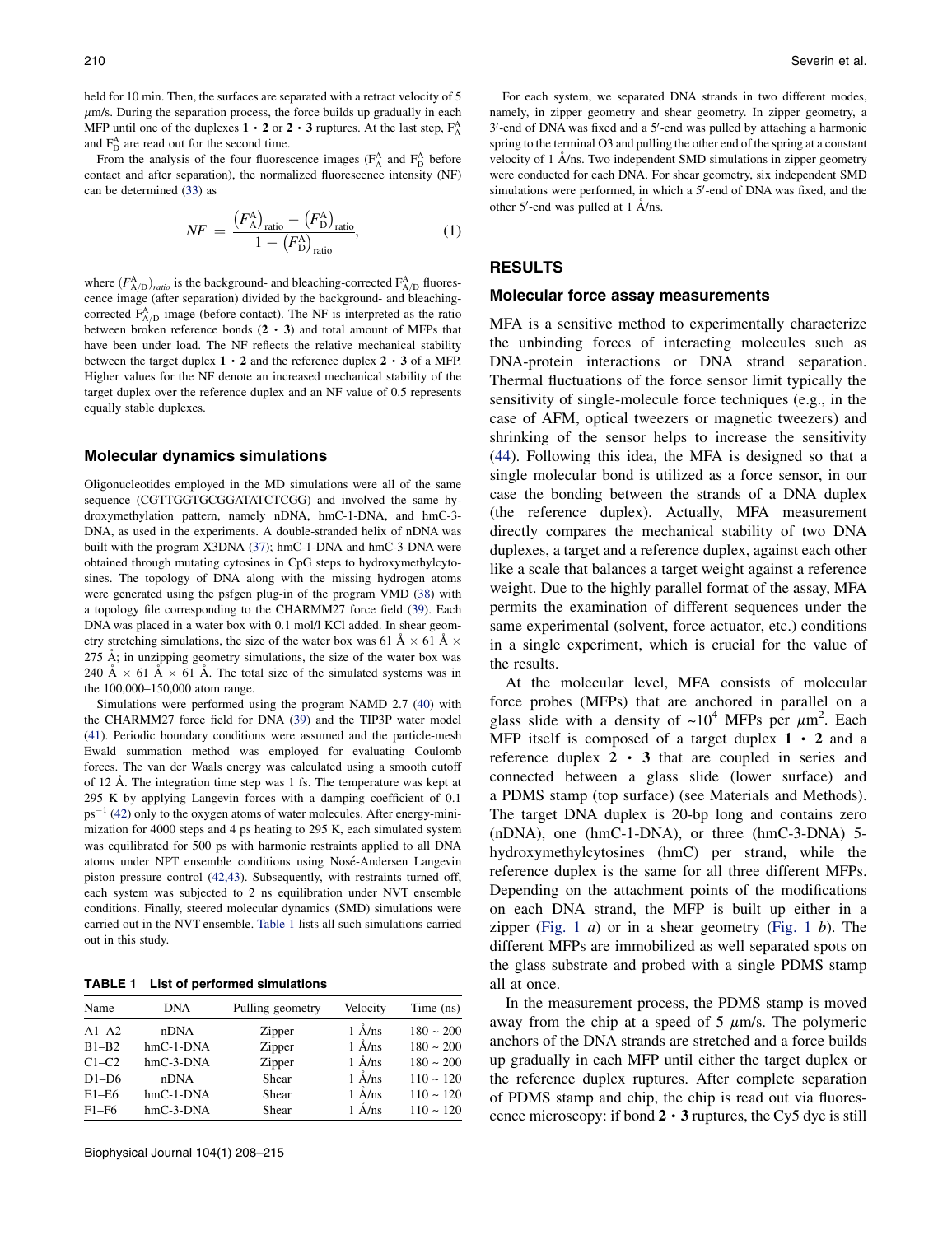held for 10 min. Then, the surfaces are separated with a retract velocity of 5 $\mu$m/s. During the separation process, the force builds up gradually in each MFP until one of the duplexes **1** • **2** or **2** • **3** ruptures. At the last step, $F_A^A$ and $F_D^A$ are read out for the second time.

From the analysis of the four fluorescence images ($F_A^A$ and $F_D^A$ before contact and after separation), the normalized fluorescence intensity (NF) can be determined (33) as

$$NF = \frac{\left(F_A^A\right)_{\text{ratio}} - \left(F_D^A\right)_{\text{ratio}}}{1 - \left(F_D^A\right)_{\text{ratio}}}, \qquad (1)$$

where $(F_{A/D}^A)_{ratio}$ is the background- and bleaching-corrected $F_{A/D}^A$ fluorescence image (after separation) divided by the background- and bleaching-corrected $F_{A/D}^A$ image (before contact). The NF is interpreted as the ratio between broken reference bonds (**2** • **3**) and total amount of MFPs that have been under load. The NF reflects the relative mechanical stability between the target duplex **1** • **2** and the reference duplex **2** • **3** of a MFP. Higher values for the NF denote an increased mechanical stability of the target duplex over the reference duplex and an NF value of 0.5 represents equally stable duplexes.

### Molecular dynamics simulations

Oligonucleotides employed in the MD simulations were all of the same sequence (CGTTGGTGCGGATATCTCGG) and involved the same hydroxymethylation pattern, namely nDNA, hmC-1-DNA, and hmC-3-DNA, as used in the experiments. A double-stranded helix of nDNA was built with the program X3DNA (37); hmC-1-DNA and hmC-3-DNA were obtained through mutating cytosines in CpG steps to hydroxymethylcytosines. The topology of DNA along with the missing hydrogen atoms were generated using the psfgen plug-in of the program VMD (38) with a topology file corresponding to the CHARMM27 force field (39). Each DNA was placed in a water box with 0.1 mol/l KCl added. In shear geometry stretching simulations, the size of the water box was 61 Å × 61 Å × 275 Å; in unzipping geometry simulations, the size of the water box was 240 Å × 61 Å × 61 Å. The total size of the simulated systems was in the 100,000–150,000 atom range.

Simulations were performed using the program NAMD 2.7 (40) with the CHARMM27 force field for DNA (39) and the TIP3P water model (41). Periodic boundary conditions were assumed and the particle-mesh Ewald summation method was employed for evaluating Coulomb forces. The van der Waals energy was calculated using a smooth cutoff of 12 Å. The integration time step was 1 fs. The temperature was kept at 295 K by applying Langevin forces with a damping coefficient of 0.1 ps$^{-1}$ (42) only to the oxygen atoms of water molecules. After energy-minimization for 4000 steps and 4 ps heating to 295 K, each simulated system was equilibrated for 500 ps with harmonic restraints applied to all DNA atoms under NPT ensemble conditions using Nosé-Andersen Langevin piston pressure control (42,43). Subsequently, with restraints turned off, each system was subjected to 2 ns equilibration under NVT ensemble conditions. Finally, steered molecular dynamics (SMD) simulations were carried out in the NVT ensemble. Table 1 lists all such simulations carried out in this study.

**TABLE 1 List of performed simulations**

| Name | DNA | Pulling geometry | Velocity | Time (ns) |
|---|---|---|---|---|
| A1–A2 | nDNA | Zipper | 1 Å/ns | 180 ~ 200 |
| B1–B2 | hmC-1-DNA | Zipper | 1 Å/ns | 180 ~ 200 |
| C1–C2 | hmC-3-DNA | Zipper | 1 Å/ns | 180 ~ 200 |
| D1–D6 | nDNA | Shear | 1 Å/ns | 110 ~ 120 |
| E1–E6 | hmC-1-DNA | Shear | 1 Å/ns | 110 ~ 120 |
| F1–F6 | hmC-3-DNA | Shear | 1 Å/ns | 110 ~ 120 |

For each system, we separated DNA strands in two different modes, namely, in zipper geometry and shear geometry. In zipper geometry, a 3′-end of DNA was fixed and a 5′-end was pulled by attaching a harmonic spring to the terminal O3 and pulling the other end of the spring at a constant velocity of 1 Å/ns. Two independent SMD simulations in zipper geometry were conducted for each DNA. For shear geometry, six independent SMD simulations were performed, in which a 5′-end of DNA was fixed, and the other 5′-end was pulled at 1 Å/ns.

## RESULTS

### Molecular force assay measurements

MFA is a sensitive method to experimentally characterize the unbinding forces of interacting molecules such as DNA-protein interactions or DNA strand separation. Thermal fluctuations of the force sensor limit typically the sensitivity of single-molecule force techniques (e.g., in the case of AFM, optical tweezers or magnetic tweezers) and shrinking of the sensor helps to increase the sensitivity (44). Following this idea, the MFA is designed so that a single molecular bond is utilized as a force sensor, in our case the bonding between the strands of a DNA duplex (the reference duplex). Actually, MFA measurement directly compares the mechanical stability of two DNA duplexes, a target and a reference duplex, against each other like a scale that balances a target weight against a reference weight. Due to the highly parallel format of the assay, MFA permits the examination of different sequences under the same experimental (solvent, force actuator, etc.) conditions in a single experiment, which is crucial for the value of the results.

At the molecular level, MFA consists of molecular force probes (MFPs) that are anchored in parallel on a glass slide with a density of ~$10^4$ MFPs per $\mu$m$^2$. Each MFP itself is composed of a target duplex **1** • **2** and a reference duplex **2** • **3** that are coupled in series and connected between a glass slide (lower surface) and a PDMS stamp (top surface) (see Materials and Methods). The target DNA duplex is 20-bp long and contains zero (nDNA), one (hmC-1-DNA), or three (hmC-3-DNA) 5-hydroxymethylcytosines (hmC) per strand, while the reference duplex is the same for all three different MFPs. Depending on the attachment points of the modifications on each DNA strand, the MFP is built up either in a zipper (Fig. 1 *a*) or in a shear geometry (Fig. 1 *b*). The different MFPs are immobilized as well separated spots on the glass substrate and probed with a single PDMS stamp all at once.

In the measurement process, the PDMS stamp is moved away from the chip at a speed of 5 $\mu$m/s. The polymeric anchors of the DNA strands are stretched and a force builds up gradually in each MFP until either the target duplex or the reference duplex ruptures. After complete separation of PDMS stamp and chip, the chip is read out via fluorescence microscopy: if bond **2** • **3** ruptures, the Cy5 dye is still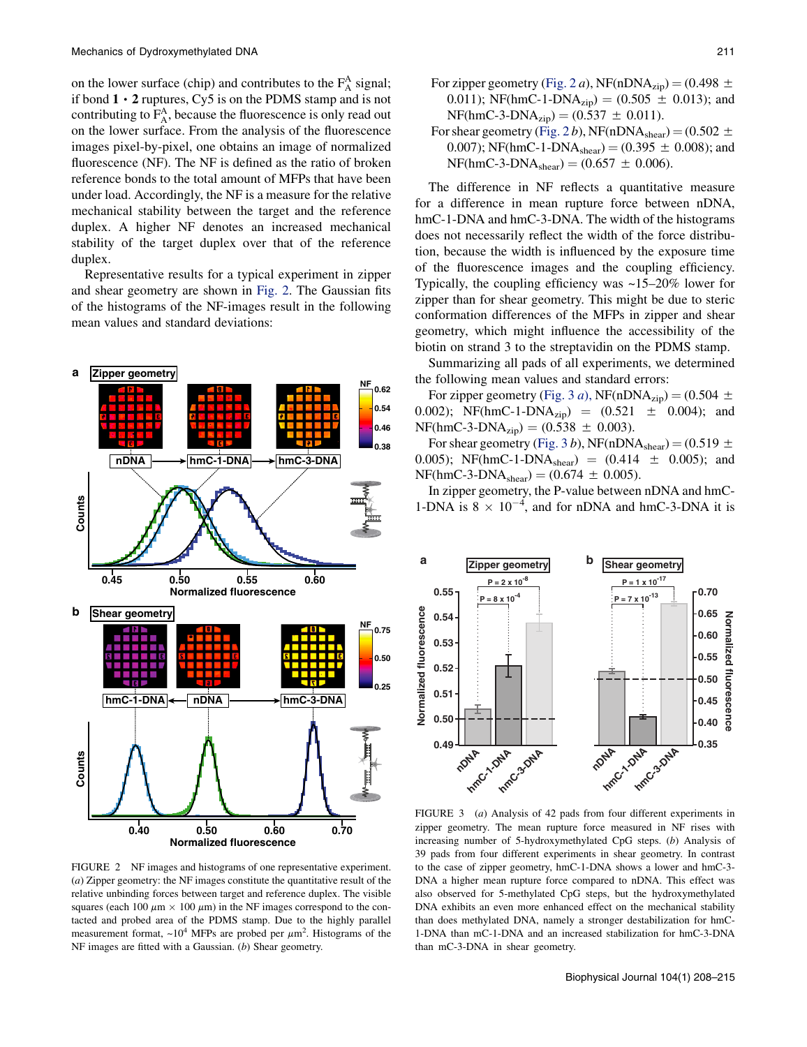on the lower surface (chip) and contributes to the $F_A^A$ signal; if bond **1** · **2** ruptures, Cy5 is on the PDMS stamp and is not contributing to $F_A^A$, because the fluorescence is only read out on the lower surface. From the analysis of the fluorescence images pixel-by-pixel, one obtains an image of normalized fluorescence (NF). The NF is defined as the ratio of broken reference bonds to the total amount of MFPs that have been under load. Accordingly, the NF is a measure for the relative mechanical stability between the target and the reference duplex. A higher NF denotes an increased mechanical stability of the target duplex over that of the reference duplex.

Representative results for a typical experiment in zipper and shear geometry are shown in Fig. 2. The Gaussian fits of the histograms of the NF-images result in the following mean values and standard deviations:

FIGURE 2 NF images and histograms of one representative experiment. (*a*) Zipper geometry: the NF images constitute the quantitative result of the relative unbinding forces between target and reference duplex. The visible squares (each 100 $\mu$m × 100 $\mu$m) in the NF images correspond to the contacted and probed area of the PDMS stamp. Due to the highly parallel measurement format, ~$10^4$ MFPs are probed per $\mu m^2$. Histograms of the NF images are fitted with a Gaussian. (*b*) Shear geometry.

For zipper geometry (Fig. 2 *a*), NF(nDNA$_{zip}$) = (0.498 ± 0.011); NF(hmC-1-DNA$_{zip}$) = (0.505 ± 0.013); and NF(hmC-3-DNA$_{zip}$) = (0.537 ± 0.011).

For shear geometry (Fig. 2 *b*), NF(nDNA$_{shear}$) = (0.502 ± 0.007); NF(hmC-1-DNA$_{shear}$) = (0.395 ± 0.008); and NF(hmC-3-DNA$_{shear}$) = (0.657 ± 0.006).

The difference in NF reflects a quantitative measure for a difference in mean rupture force between nDNA, hmC-1-DNA and hmC-3-DNA. The width of the histograms does not necessarily reflect the width of the force distribution, because the width is influenced by the exposure time of the fluorescence images and the coupling efficiency. Typically, the coupling efficiency was ~15–20% lower for zipper than for shear geometry. This might be due to steric conformation differences of the MFPs in zipper and shear geometry, which might influence the accessibility of the biotin on strand 3 to the streptavidin on the PDMS stamp.

Summarizing all pads of all experiments, we determined the following mean values and standard errors:

For zipper geometry (Fig. 3 *a*), NF(nDNA$_{zip}$) = (0.504 ± 0.002); NF(hmC-1-DNA$_{zip}$) = (0.521 ± 0.004); and NF(hmC-3-DNA$_{zip}$) = (0.538 ± 0.003).

For shear geometry (Fig. 3 *b*), NF(nDNA$_{shear}$) = (0.519 ± 0.005); NF(hmC-1-DNA$_{shear}$) = (0.414 ± 0.005); and NF(hmC-3-DNA$_{shear}$) = (0.674 ± 0.005).

In zipper geometry, the P-value between nDNA and hmC-1-DNA is $8 \times 10^{-4}$, and for nDNA and hmC-3-DNA it is

FIGURE 3 (*a*) Analysis of 42 pads from four different experiments in zipper geometry. The mean rupture force measured in NF rises with increasing number of 5-hydroxymethylated CpG steps. (*b*) Analysis of 39 pads from four different experiments in shear geometry. In contrast to the case of zipper geometry, hmC-1-DNA shows a lower and hmC-3-DNA a higher mean rupture force compared to nDNA. This effect was also observed for 5-methylated CpG steps, but the hydroxymethylated DNA exhibits an even more enhanced effect on the mechanical stability than does methylated DNA, namely a stronger destabilization for hmC-1-DNA than mC-1-DNA and an increased stabilization for hmC-3-DNA than mC-3-DNA in shear geometry.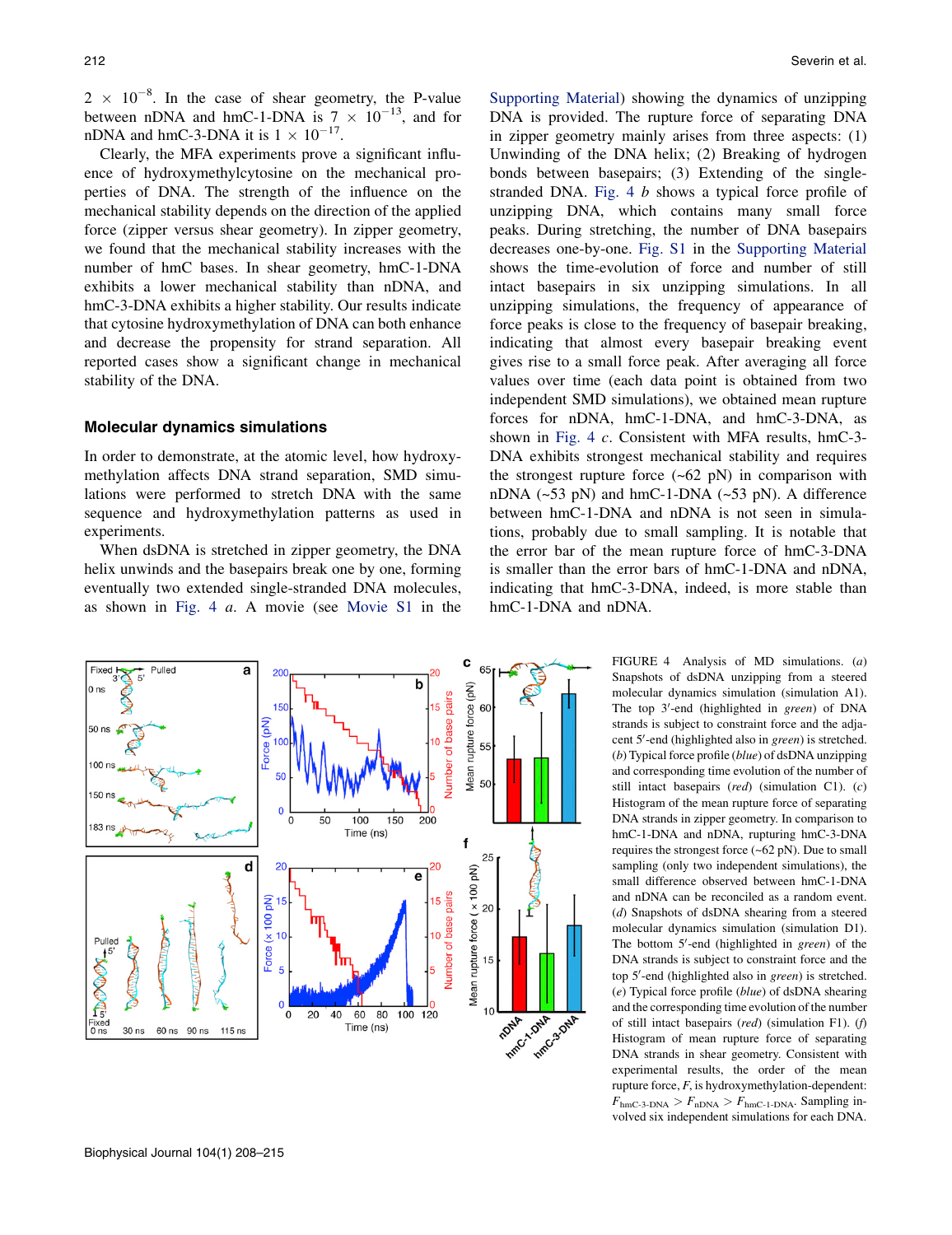$2 \times 10^{-8}$. In the case of shear geometry, the P-value between nDNA and hmC-1-DNA is $7 \times 10^{-13}$, and for nDNA and hmC-3-DNA it is $1 \times 10^{-17}$.

Clearly, the MFA experiments prove a significant influence of hydroxymethylcytosine on the mechanical properties of DNA. The strength of the influence on the mechanical stability depends on the direction of the applied force (zipper versus shear geometry). In zipper geometry, we found that the mechanical stability increases with the number of hmC bases. In shear geometry, hmC-1-DNA exhibits a lower mechanical stability than nDNA, and hmC-3-DNA exhibits a higher stability. Our results indicate that cytosine hydroxymethylation of DNA can both enhance and decrease the propensity for strand separation. All reported cases show a significant change in mechanical stability of the DNA.

## Molecular dynamics simulations

In order to demonstrate, at the atomic level, how hydroxymethylation affects DNA strand separation, SMD simulations were performed to stretch DNA with the same sequence and hydroxymethylation patterns as used in experiments.

When dsDNA is stretched in zipper geometry, the DNA helix unwinds and the basepairs break one by one, forming eventually two extended single-stranded DNA molecules, as shown in Fig. 4 *a*. A movie (see Movie S1 in the Supporting Material) showing the dynamics of unzipping DNA is provided. The rupture force of separating DNA in zipper geometry mainly arises from three aspects: (1) Unwinding of the DNA helix; (2) Breaking of hydrogen bonds between basepairs; (3) Extending of the single-stranded DNA. Fig. 4 *b* shows a typical force profile of unzipping DNA, which contains many small force peaks. During stretching, the number of DNA basepairs decreases one-by-one. Fig. S1 in the Supporting Material shows the time-evolution of force and number of still intact basepairs in six unzipping simulations. In all unzipping simulations, the frequency of appearance of force peaks is close to the frequency of basepair breaking, indicating that almost every basepair breaking event gives rise to a small force peak. After averaging all force values over time (each data point is obtained from two independent SMD simulations), we obtained mean rupture forces for nDNA, hmC-1-DNA, and hmC-3-DNA, as shown in Fig. 4 *c*. Consistent with MFA results, hmC-3-DNA exhibits strongest mechanical stability and requires the strongest rupture force (~62 pN) in comparison with nDNA (~53 pN) and hmC-1-DNA (~53 pN). A difference between hmC-1-DNA and nDNA is not seen in simulations, probably due to small sampling. It is notable that the error bar of the mean rupture force of hmC-3-DNA is smaller than the error bars of hmC-1-DNA and nDNA, indicating that hmC-3-DNA, indeed, is more stable than hmC-1-DNA and nDNA.

FIGURE 4 Analysis of MD simulations. (*a*) Snapshots of dsDNA unzipping from a steered molecular dynamics simulation (simulation A1). The top 3′-end (highlighted in *green*) of DNA strands is subject to constraint force and the adjacent 5′-end (highlighted also in *green*) is stretched. (*b*) Typical force profile (*blue*) of dsDNA unzipping and corresponding time evolution of the number of still intact basepairs (*red*) (simulation C1). (*c*) Histogram of the mean rupture force of separating DNA strands in zipper geometry. In comparison to hmC-1-DNA and nDNA, rupturing hmC-3-DNA requires the strongest force (~62 pN). Due to small sampling (only two independent simulations), the small difference observed between hmC-1-DNA and nDNA can be reconciled as a random event. (*d*) Snapshots of dsDNA shearing from a steered molecular dynamics simulation (simulation D1). The bottom 5′-end (highlighted in *green*) of the DNA strands is subject to constraint force and the top 5′-end (highlighted also in *green*) is stretched. (*e*) Typical force profile (*blue*) of dsDNA shearing and the corresponding time evolution of the number of still intact basepairs (*red*) (simulation F1). (*f*) Histogram of mean rupture force of separating DNA strands in shear geometry. Consistent with experimental results, the order of the mean rupture force, *F*, is hydroxymethylation-dependent: $F_{\text{hmC-3-DNA}} > F_{\text{nDNA}} > F_{\text{hmC-1-DNA}}$. Sampling involved six independent simulations for each DNA.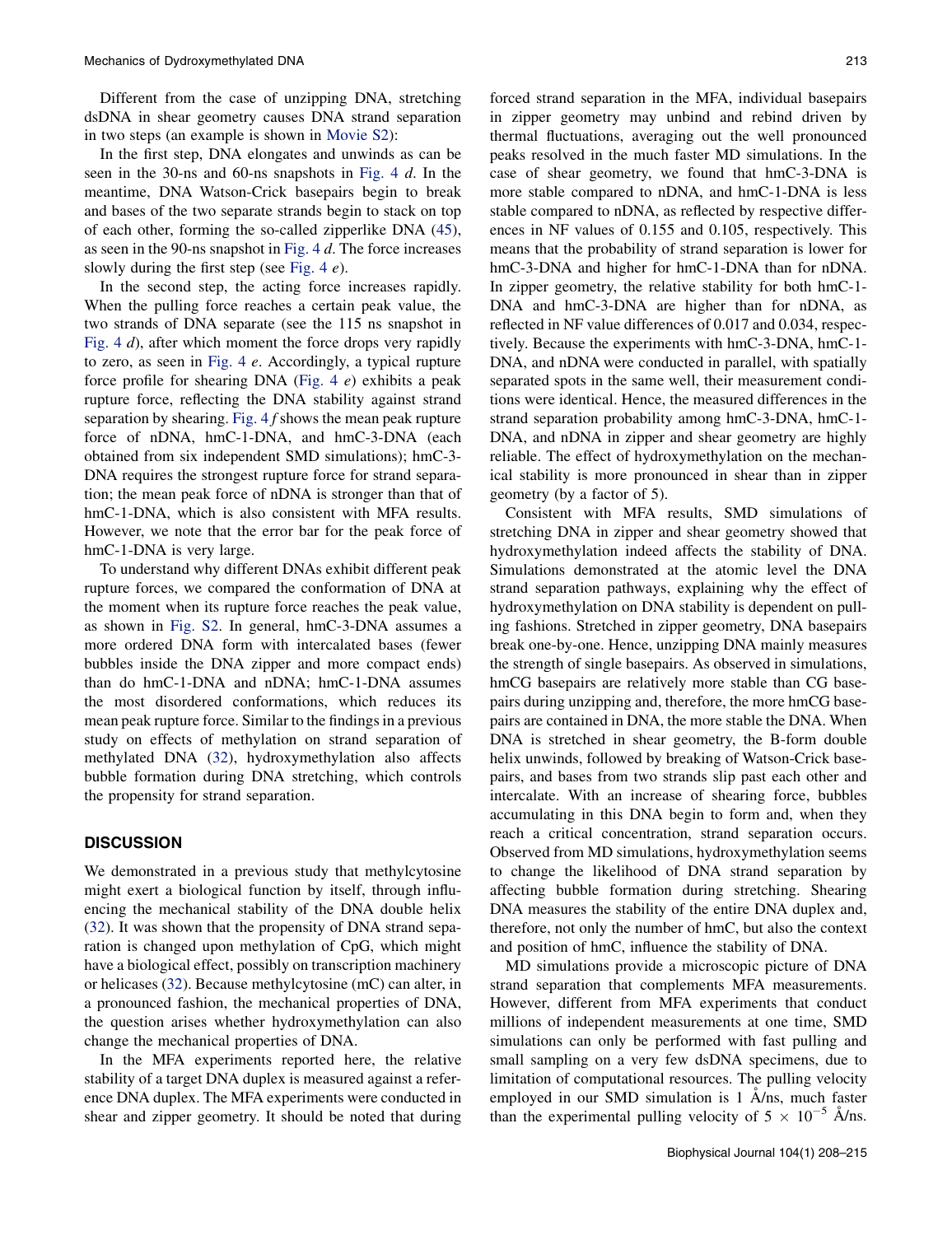Different from the case of unzipping DNA, stretching dsDNA in shear geometry causes DNA strand separation in two steps (an example is shown in Movie S2):

In the first step, DNA elongates and unwinds as can be seen in the 30-ns and 60-ns snapshots in Fig. 4 *d*. In the meantime, DNA Watson-Crick basepairs begin to break and bases of the two separate strands begin to stack on top of each other, forming the so-called zipperlike DNA (45), as seen in the 90-ns snapshot in Fig. 4 *d*. The force increases slowly during the first step (see Fig. 4 *e*).

In the second step, the acting force increases rapidly. When the pulling force reaches a certain peak value, the two strands of DNA separate (see the 115 ns snapshot in Fig. 4 *d*), after which moment the force drops very rapidly to zero, as seen in Fig. 4 *e*. Accordingly, a typical rupture force profile for shearing DNA (Fig. 4 *e*) exhibits a peak rupture force, reflecting the DNA stability against strand separation by shearing. Fig. 4 *f* shows the mean peak rupture force of nDNA, hmC-1-DNA, and hmC-3-DNA (each obtained from six independent SMD simulations); hmC-3-DNA requires the strongest rupture force for strand separation; the mean peak force of nDNA is stronger than that of hmC-1-DNA, which is also consistent with MFA results. However, we note that the error bar for the peak force of hmC-1-DNA is very large.

To understand why different DNAs exhibit different peak rupture forces, we compared the conformation of DNA at the moment when its rupture force reaches the peak value, as shown in Fig. S2. In general, hmC-3-DNA assumes a more ordered DNA form with intercalated bases (fewer bubbles inside the DNA zipper and more compact ends) than do hmC-1-DNA and nDNA; hmC-1-DNA assumes the most disordered conformations, which reduces its mean peak rupture force. Similar to the findings in a previous study on effects of methylation on strand separation of methylated DNA (32), hydroxymethylation also affects bubble formation during DNA stretching, which controls the propensity for strand separation.

## DISCUSSION

We demonstrated in a previous study that methylcytosine might exert a biological function by itself, through influencing the mechanical stability of the DNA double helix (32). It was shown that the propensity of DNA strand separation is changed upon methylation of CpG, which might have a biological effect, possibly on transcription machinery or helicases (32). Because methylcytosine (mC) can alter, in a pronounced fashion, the mechanical properties of DNA, the question arises whether hydroxymethylation can also change the mechanical properties of DNA.

In the MFA experiments reported here, the relative stability of a target DNA duplex is measured against a reference DNA duplex. The MFA experiments were conducted in shear and zipper geometry. It should be noted that during forced strand separation in the MFA, individual basepairs in zipper geometry may unbind and rebind driven by thermal fluctuations, averaging out the well pronounced peaks resolved in the much faster MD simulations. In the case of shear geometry, we found that hmC-3-DNA is more stable compared to nDNA, and hmC-1-DNA is less stable compared to nDNA, as reflected by respective differences in NF values of 0.155 and 0.105, respectively. This means that the probability of strand separation is lower for hmC-3-DNA and higher for hmC-1-DNA than for nDNA. In zipper geometry, the relative stability for both hmC-1-DNA and hmC-3-DNA are higher than for nDNA, as reflected in NF value differences of 0.017 and 0.034, respectively. Because the experiments with hmC-3-DNA, hmC-1-DNA, and nDNA were conducted in parallel, with spatially separated spots in the same well, their measurement conditions were identical. Hence, the measured differences in the strand separation probability among hmC-3-DNA, hmC-1-DNA, and nDNA in zipper and shear geometry are highly reliable. The effect of hydroxymethylation on the mechanical stability is more pronounced in shear than in zipper geometry (by a factor of 5).

Consistent with MFA results, SMD simulations of stretching DNA in zipper and shear geometry showed that hydroxymethylation indeed affects the stability of DNA. Simulations demonstrated at the atomic level the DNA strand separation pathways, explaining why the effect of hydroxymethylation on DNA stability is dependent on pulling fashions. Stretched in zipper geometry, DNA basepairs break one-by-one. Hence, unzipping DNA mainly measures the strength of single basepairs. As observed in simulations, hmCG basepairs are relatively more stable than CG basepairs during unzipping and, therefore, the more hmCG basepairs are contained in DNA, the more stable the DNA. When DNA is stretched in shear geometry, the B-form double helix unwinds, followed by breaking of Watson-Crick basepairs, and bases from two strands slip past each other and intercalate. With an increase of shearing force, bubbles accumulating in this DNA begin to form and, when they reach a critical concentration, strand separation occurs. Observed from MD simulations, hydroxymethylation seems to change the likelihood of DNA strand separation by affecting bubble formation during stretching. Shearing DNA measures the stability of the entire DNA duplex and, therefore, not only the number of hmC, but also the context and position of hmC, influence the stability of DNA.

MD simulations provide a microscopic picture of DNA strand separation that complements MFA measurements. However, different from MFA experiments that conduct millions of independent measurements at one time, SMD simulations can only be performed with fast pulling and small sampling on a very few dsDNA specimens, due to limitation of computational resources. The pulling velocity employed in our SMD simulation is 1 Å/ns, much faster than the experimental pulling velocity of $5 \times 10^{-5}$ Å/ns.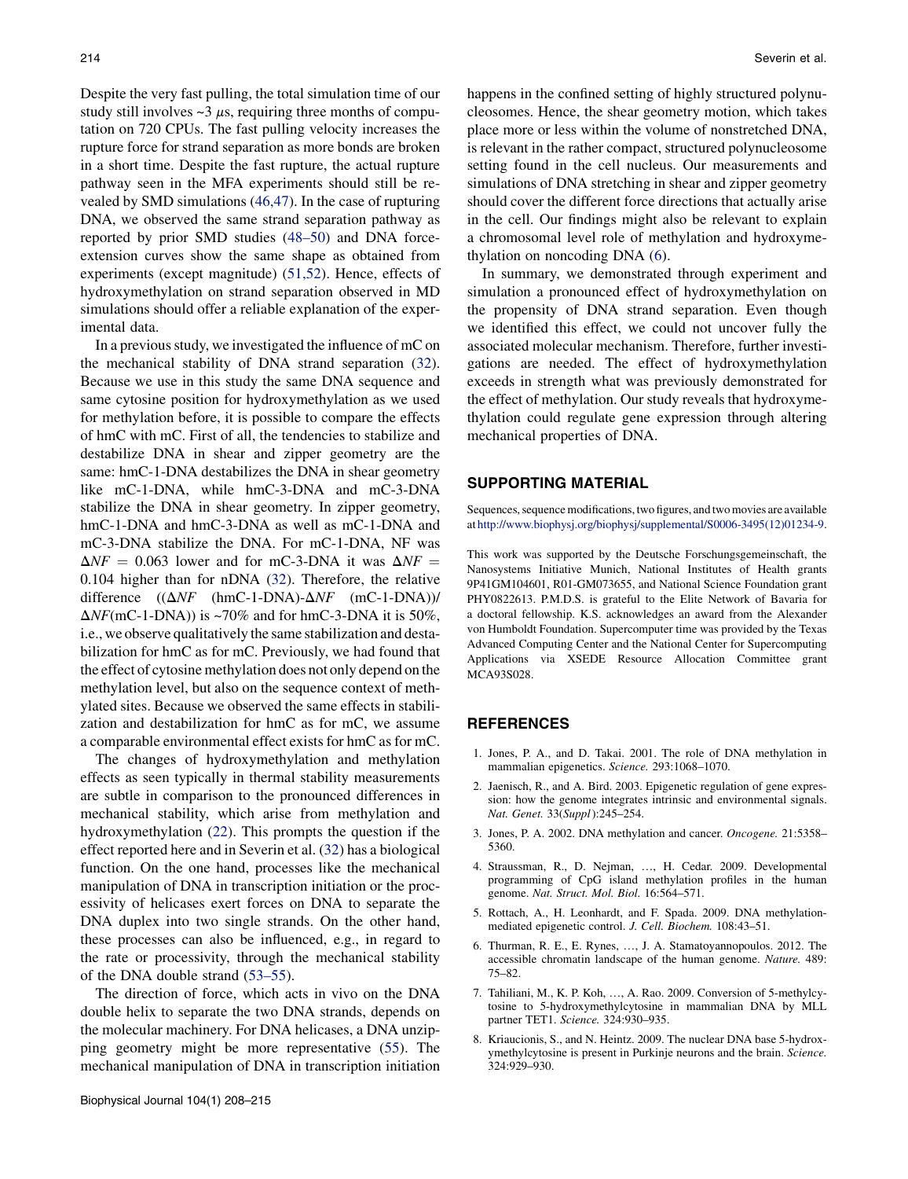Despite the very fast pulling, the total simulation time of our study still involves ~3 $\mu$s, requiring three months of computation on 720 CPUs. The fast pulling velocity increases the rupture force for strand separation as more bonds are broken in a short time. Despite the fast rupture, the actual rupture pathway seen in the MFA experiments should still be revealed by SMD simulations (46,47). In the case of rupturing DNA, we observed the same strand separation pathway as reported by prior SMD studies (48–50) and DNA force-extension curves show the same shape as obtained from experiments (except magnitude) (51,52). Hence, effects of hydroxymethylation on strand separation observed in MD simulations should offer a reliable explanation of the experimental data.

In a previous study, we investigated the influence of mC on the mechanical stability of DNA strand separation (32). Because we use in this study the same DNA sequence and same cytosine position for hydroxymethylation as we used for methylation before, it is possible to compare the effects of hmC with mC. First of all, the tendencies to stabilize and destabilize DNA in shear and zipper geometry are the same: hmC-1-DNA destabilizes the DNA in shear geometry like mC-1-DNA, while hmC-3-DNA and mC-3-DNA stabilize the DNA in shear geometry. In zipper geometry, hmC-1-DNA and hmC-3-DNA as well as mC-1-DNA and mC-3-DNA stabilize the DNA. For mC-1-DNA, NF was $\Delta NF = 0.063$ lower and for mC-3-DNA it was $\Delta NF = 0.104$ higher than for nDNA (32). Therefore, the relative difference $((\Delta NF$ (hmC-1-DNA)-$\Delta NF$ (mC-1-DNA))/ $\Delta NF$(mC-1-DNA)) is ~70% and for hmC-3-DNA it is 50%, i.e., we observe qualitatively the same stabilization and destabilization for hmC as for mC. Previously, we had found that the effect of cytosine methylation does not only depend on the methylation level, but also on the sequence context of methylated sites. Because we observed the same effects in stabilization and destabilization for hmC as for mC, we assume a comparable environmental effect exists for hmC as for mC.

The changes of hydroxymethylation and methylation effects as seen typically in thermal stability measurements are subtle in comparison to the pronounced differences in mechanical stability, which arise from methylation and hydroxymethylation (22). This prompts the question if the effect reported here and in Severin et al. (32) has a biological function. On the one hand, processes like the mechanical manipulation of DNA in transcription initiation or the processivity of helicases exert forces on DNA to separate the DNA duplex into two single strands. On the other hand, these processes can also be influenced, e.g., in regard to the rate or processivity, through the mechanical stability of the DNA double strand (53–55).

The direction of force, which acts in vivo on the DNA double helix to separate the two DNA strands, depends on the molecular machinery. For DNA helicases, a DNA unzipping geometry might be more representative (55). The mechanical manipulation of DNA in transcription initiation happens in the confined setting of highly structured polynucleosomes. Hence, the shear geometry motion, which takes place more or less within the volume of nonstretched DNA, is relevant in the rather compact, structured polynucleosome setting found in the cell nucleus. Our measurements and simulations of DNA stretching in shear and zipper geometry should cover the different force directions that actually arise in the cell. Our findings might also be relevant to explain a chromosomal level role of methylation and hydroxymethylation on noncoding DNA (6).

In summary, we demonstrated through experiment and simulation a pronounced effect of hydroxymethylation on the propensity of DNA strand separation. Even though we identified this effect, we could not uncover fully the associated molecular mechanism. Therefore, further investigations are needed. The effect of hydroxymethylation exceeds in strength what was previously demonstrated for the effect of methylation. Our study reveals that hydroxymethylation could regulate gene expression through altering mechanical properties of DNA.

## SUPPORTING MATERIAL

Sequences, sequence modifications, two figures, and two movies are available at http://www.biophysj.org/biophysj/supplemental/S0006-3495(12)01234-9.

This work was supported by the Deutsche Forschungsgemeinschaft, the Nanosystems Initiative Munich, National Institutes of Health grants 9P41GM104601, R01-GM073655, and National Science Foundation grant PHY0822613. P.M.D.S. is grateful to the Elite Network of Bavaria for a doctoral fellowship. K.S. acknowledges an award from the Alexander von Humboldt Foundation. Supercomputer time was provided by the Texas Advanced Computing Center and the National Center for Supercomputing Applications via XSEDE Resource Allocation Committee grant MCA93S028.

## REFERENCES

1. Jones, P. A., and D. Takai. 2001. The role of DNA methylation in mammalian epigenetics. *Science.* 293:1068–1070.
2. Jaenisch, R., and A. Bird. 2003. Epigenetic regulation of gene expression: how the genome integrates intrinsic and environmental signals. *Nat. Genet.* 33(*Suppl*):245–254.
3. Jones, P. A. 2002. DNA methylation and cancer. *Oncogene.* 21:5358–5360.
4. Straussman, R., D. Nejman, …, H. Cedar. 2009. Developmental programming of CpG island methylation profiles in the human genome. *Nat. Struct. Mol. Biol.* 16:564–571.
5. Rottach, A., H. Leonhardt, and F. Spada. 2009. DNA methylation-mediated epigenetic control. *J. Cell. Biochem.* 108:43–51.
6. Thurman, R. E., E. Rynes, …, J. A. Stamatoyannopoulos. 2012. The accessible chromatin landscape of the human genome. *Nature.* 489:75–82.
7. Tahiliani, M., K. P. Koh, …, A. Rao. 2009. Conversion of 5-methylcytosine to 5-hydroxymethylcytosine in mammalian DNA by MLL partner TET1. *Science.* 324:930–935.
8. Kriaucionis, S., and N. Heintz. 2009. The nuclear DNA base 5-hydroxymethylcytosine is present in Purkinje neurons and the brain. *Science.* 324:929–930.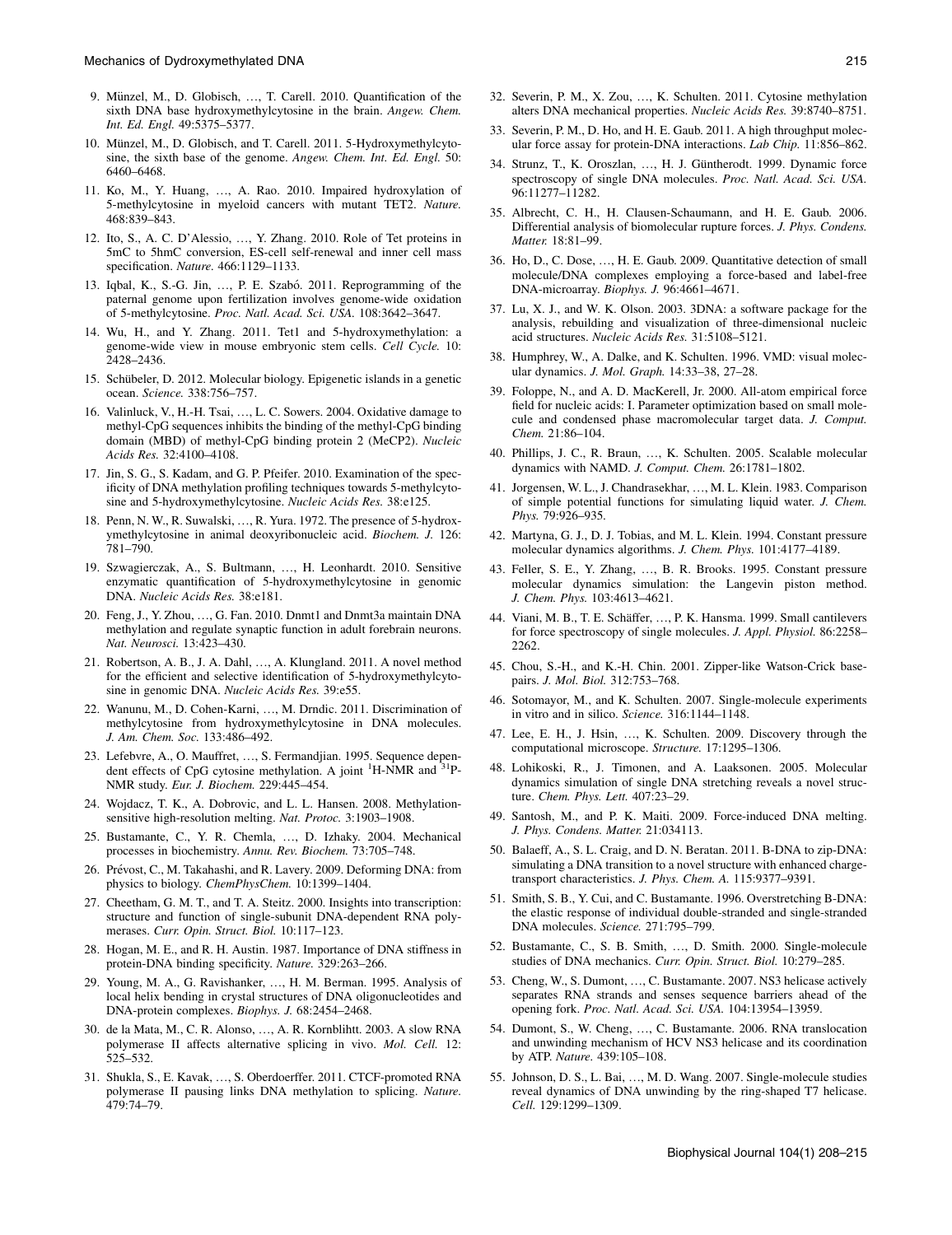9. Münzel, M., D. Globisch, …, T. Carell. 2010. Quantification of the sixth DNA base hydroxymethylcytosine in the brain. *Angew. Chem. Int. Ed. Engl.* 49:5375–5377.

10. Münzel, M., D. Globisch, and T. Carell. 2011. 5-Hydroxymethylcytosine, the sixth base of the genome. *Angew. Chem. Int. Ed. Engl.* 50: 6460–6468.

11. Ko, M., Y. Huang, …, A. Rao. 2010. Impaired hydroxylation of 5-methylcytosine in myeloid cancers with mutant TET2. *Nature.* 468:839–843.

12. Ito, S., A. C. D'Alessio, …, Y. Zhang. 2010. Role of Tet proteins in 5mC to 5hmC conversion, ES-cell self-renewal and inner cell mass specification. *Nature.* 466:1129–1133.

13. Iqbal, K., S.-G. Jin, …, P. E. Szabó. 2011. Reprogramming of the paternal genome upon fertilization involves genome-wide oxidation of 5-methylcytosine. *Proc. Natl. Acad. Sci. USA.* 108:3642–3647.

14. Wu, H., and Y. Zhang. 2011. Tet1 and 5-hydroxymethylation: a genome-wide view in mouse embryonic stem cells. *Cell Cycle.* 10: 2428–2436.

15. Schübeler, D. 2012. Molecular biology. Epigenetic islands in a genetic ocean. *Science.* 338:756–757.

16. Valinluck, V., H.-H. Tsai, …, L. C. Sowers. 2004. Oxidative damage to methyl-CpG sequences inhibits the binding of the methyl-CpG binding domain (MBD) of methyl-CpG binding protein 2 (MeCP2). *Nucleic Acids Res.* 32:4100–4108.

17. Jin, S. G., S. Kadam, and G. P. Pfeifer. 2010. Examination of the specificity of DNA methylation profiling techniques towards 5-methylcytosine and 5-hydroxymethylcytosine. *Nucleic Acids Res.* 38:e125.

18. Penn, N. W., R. Suwalski, …, R. Yura. 1972. The presence of 5-hydroxymethylcytosine in animal deoxyribonucleic acid. *Biochem. J.* 126: 781–790.

19. Szwagierczak, A., S. Bultmann, …, H. Leonhardt. 2010. Sensitive enzymatic quantification of 5-hydroxymethylcytosine in genomic DNA. *Nucleic Acids Res.* 38:e181.

20. Feng, J., Y. Zhou, …, G. Fan. 2010. Dnmt1 and Dnmt3a maintain DNA methylation and regulate synaptic function in adult forebrain neurons. *Nat. Neurosci.* 13:423–430.

21. Robertson, A. B., J. A. Dahl, …, A. Klungland. 2011. A novel method for the efficient and selective identification of 5-hydroxymethylcytosine in genomic DNA. *Nucleic Acids Res.* 39:e55.

22. Wanunu, M., D. Cohen-Karni, …, M. Drndic. 2011. Discrimination of methylcytosine from hydroxymethylcytosine in DNA molecules. *J. Am. Chem. Soc.* 133:486–492.

23. Lefebvre, A., O. Mauffret, …, S. Fermandjian. 1995. Sequence dependent effects of CpG cytosine methylation. A joint $^{1}$H-NMR and $^{31}$P-NMR study. *Eur. J. Biochem.* 229:445–454.

24. Wojdacz, T. K., A. Dobrovic, and L. L. Hansen. 2008. Methylation-sensitive high-resolution melting. *Nat. Protoc.* 3:1903–1908.

25. Bustamante, C., Y. R. Chemla, …, D. Izhaky. 2004. Mechanical processes in biochemistry. *Annu. Rev. Biochem.* 73:705–748.

26. Prévost, C., M. Takahashi, and R. Lavery. 2009. Deforming DNA: from physics to biology. *ChemPhysChem.* 10:1399–1404.

27. Cheetham, G. M. T., and T. A. Steitz. 2000. Insights into transcription: structure and function of single-subunit DNA-dependent RNA polymerases. *Curr. Opin. Struct. Biol.* 10:117–123.

28. Hogan, M. E., and R. H. Austin. 1987. Importance of DNA stiffness in protein-DNA binding specificity. *Nature.* 329:263–266.

29. Young, M. A., G. Ravishanker, …, H. M. Berman. 1995. Analysis of local helix bending in crystal structures of DNA oligonucleotides and DNA-protein complexes. *Biophys. J.* 68:2454–2468.

30. de la Mata, M., C. R. Alonso, …, A. R. Kornblihtt. 2003. A slow RNA polymerase II affects alternative splicing in vivo. *Mol. Cell.* 12: 525–532.

31. Shukla, S., E. Kavak, …, S. Oberdoerffer. 2011. CTCF-promoted RNA polymerase II pausing links DNA methylation to splicing. *Nature.* 479:74–79.

32. Severin, P. M., X. Zou, …, K. Schulten. 2011. Cytosine methylation alters DNA mechanical properties. *Nucleic Acids Res.* 39:8740–8751.

33. Severin, P. M., D. Ho, and H. E. Gaub. 2011. A high throughput molecular force assay for protein-DNA interactions. *Lab Chip.* 11:856–862.

34. Strunz, T., K. Oroszlan, …, H. J. Güntherodt. 1999. Dynamic force spectroscopy of single DNA molecules. *Proc. Natl. Acad. Sci. USA.* 96:11277–11282.

35. Albrecht, C. H., H. Clausen-Schaumann, and H. E. Gaub. 2006. Differential analysis of biomolecular rupture forces. *J. Phys. Condens. Matter.* 18:81–99.

36. Ho, D., C. Dose, …, H. E. Gaub. 2009. Quantitative detection of small molecule/DNA complexes employing a force-based and label-free DNA-microarray. *Biophys. J.* 96:4661–4671.

37. Lu, X. J., and W. K. Olson. 2003. 3DNA: a software package for the analysis, rebuilding and visualization of three-dimensional nucleic acid structures. *Nucleic Acids Res.* 31:5108–5121.

38. Humphrey, W., A. Dalke, and K. Schulten. 1996. VMD: visual molecular dynamics. *J. Mol. Graph.* 14:33–38, 27–28.

39. Foloppe, N., and A. D. MacKerell, Jr. 2000. All-atom empirical force field for nucleic acids: I. Parameter optimization based on small molecule and condensed phase macromolecular target data. *J. Comput. Chem.* 21:86–104.

40. Phillips, J. C., R. Braun, …, K. Schulten. 2005. Scalable molecular dynamics with NAMD. *J. Comput. Chem.* 26:1781–1802.

41. Jorgensen, W. L., J. Chandrasekhar, …, M. L. Klein. 1983. Comparison of simple potential functions for simulating liquid water. *J. Chem. Phys.* 79:926–935.

42. Martyna, G. J., D. J. Tobias, and M. L. Klein. 1994. Constant pressure molecular dynamics algorithms. *J. Chem. Phys.* 101:4177–4189.

43. Feller, S. E., Y. Zhang, …, B. R. Brooks. 1995. Constant pressure molecular dynamics simulation: the Langevin piston method. *J. Chem. Phys.* 103:4613–4621.

44. Viani, M. B., T. E. Schäffer, …, P. K. Hansma. 1999. Small cantilevers for force spectroscopy of single molecules. *J. Appl. Physiol.* 86:2258–2262.

45. Chou, S.-H., and K.-H. Chin. 2001. Zipper-like Watson-Crick base-pairs. *J. Mol. Biol.* 312:753–768.

46. Sotomayor, M., and K. Schulten. 2007. Single-molecule experiments in vitro and in silico. *Science.* 316:1144–1148.

47. Lee, E. H., J. Hsin, …, K. Schulten. 2009. Discovery through the computational microscope. *Structure.* 17:1295–1306.

48. Lohikoski, R., J. Timonen, and A. Laaksonen. 2005. Molecular dynamics simulation of single DNA stretching reveals a novel structure. *Chem. Phys. Lett.* 407:23–29.

49. Santosh, M., and P. K. Maiti. 2009. Force-induced DNA melting. *J. Phys. Condens. Matter.* 21:034113.

50. Balaeff, A., S. L. Craig, and D. N. Beratan. 2011. B-DNA to zip-DNA: simulating a DNA transition to a novel structure with enhanced charge-transport characteristics. *J. Phys. Chem. A.* 115:9377–9391.

51. Smith, S. B., Y. Cui, and C. Bustamante. 1996. Overstretching B-DNA: the elastic response of individual double-stranded and single-stranded DNA molecules. *Science.* 271:795–799.

52. Bustamante, C., S. B. Smith, …, D. Smith. 2000. Single-molecule studies of DNA mechanics. *Curr. Opin. Struct. Biol.* 10:279–285.

53. Cheng, W., S. Dumont, …, C. Bustamante. 2007. NS3 helicase actively separates RNA strands and senses sequence barriers ahead of the opening fork. *Proc. Natl. Acad. Sci. USA.* 104:13954–13959.

54. Dumont, S., W. Cheng, …, C. Bustamante. 2006. RNA translocation and unwinding mechanism of HCV NS3 helicase and its coordination by ATP. *Nature.* 439:105–108.

55. Johnson, D. S., L. Bai, …, M. D. Wang. 2007. Single-molecule studies reveal dynamics of DNA unwinding by the ring-shaped T7 helicase. *Cell.* 129:1299–1309.